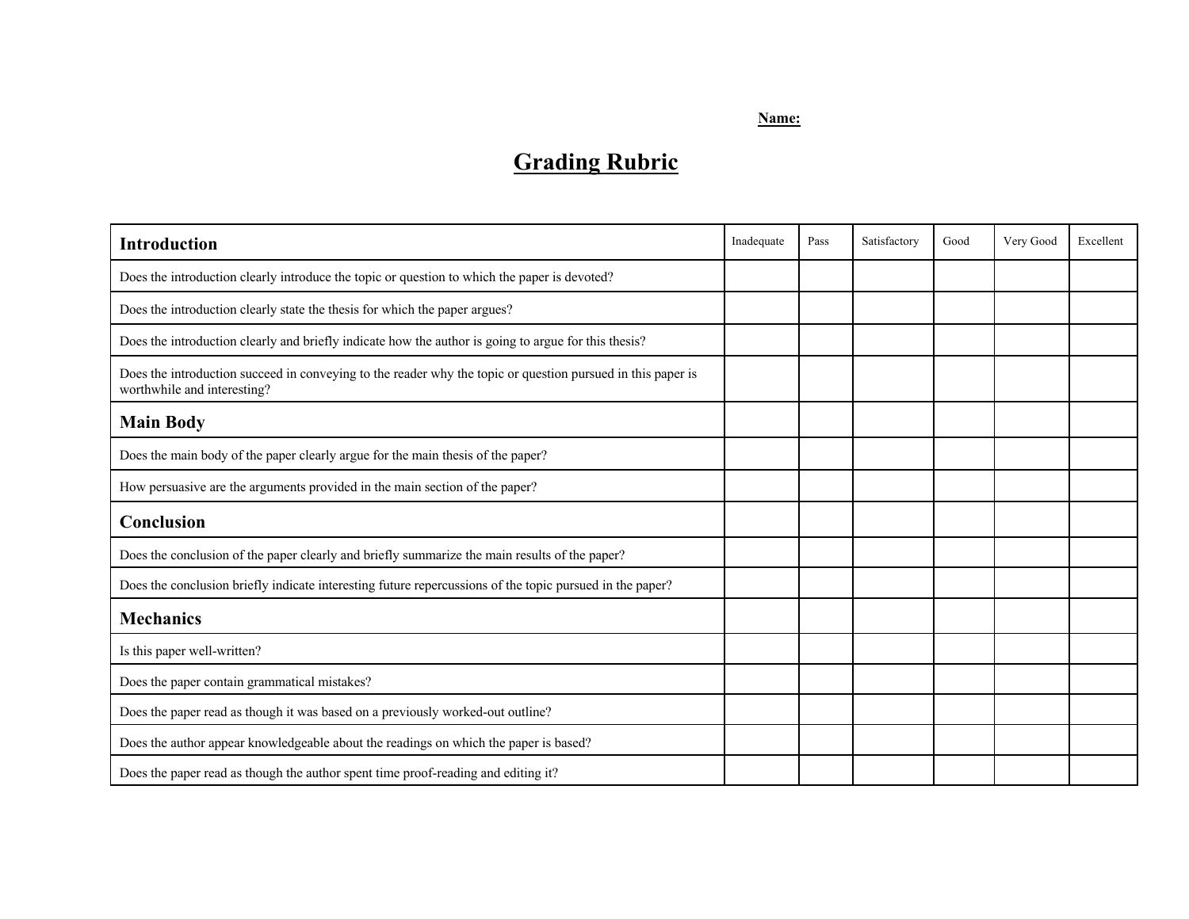**Name:**

# Grading Rubric

| **Introduction** | Inadequate | Pass | Satisfactory | Good | Very Good | Excellent |
|---|---|---|---|---|---|---|
| Does the introduction clearly introduce the topic or question to which the paper is devoted? | | | | | | |
| Does the introduction clearly state the thesis for which the paper argues? | | | | | | |
| Does the introduction clearly and briefly indicate how the author is going to argue for this thesis? | | | | | | |
| Does the introduction succeed in conveying to the reader why the topic or question pursued in this paper is worthwhile and interesting? | | | | | | |
| **Main Body** | | | | | | |
| Does the main body of the paper clearly argue for the main thesis of the paper? | | | | | | |
| How persuasive are the arguments provided in the main section of the paper? | | | | | | |
| **Conclusion** | | | | | | |
| Does the conclusion of the paper clearly and briefly summarize the main results of the paper? | | | | | | |
| Does the conclusion briefly indicate interesting future repercussions of the topic pursued in the paper? | | | | | | |
| **Mechanics** | | | | | | |
| Is this paper well-written? | | | | | | |
| Does the paper contain grammatical mistakes? | | | | | | |
| Does the paper read as though it was based on a previously worked-out outline? | | | | | | |
| Does the author appear knowledgeable about the readings on which the paper is based? | | | | | | |
| Does the paper read as though the author spent time proof-reading and editing it? | | | | | | |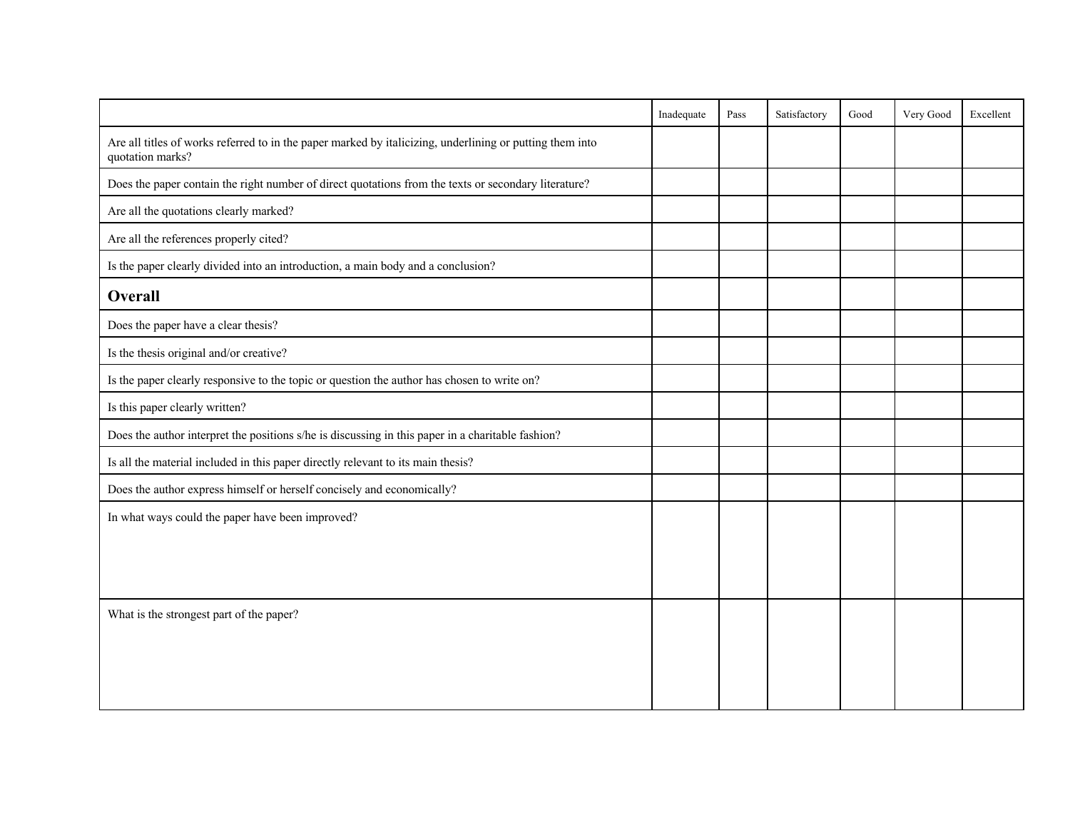| | Inadequate | Pass | Satisfactory | Good | Very Good | Excellent |
|---|---|---|---|---|---|---|
| Are all titles of works referred to in the paper marked by italicizing, underlining or putting them into quotation marks? | | | | | | |
| Does the paper contain the right number of direct quotations from the texts or secondary literature? | | | | | | |
| Are all the quotations clearly marked? | | | | | | |
| Are all the references properly cited? | | | | | | |
| Is the paper clearly divided into an introduction, a main body and a conclusion? | | | | | | |
| **Overall** | | | | | | |
| Does the paper have a clear thesis? | | | | | | |
| Is the thesis original and/or creative? | | | | | | |
| Is the paper clearly responsive to the topic or question the author has chosen to write on? | | | | | | |
| Is this paper clearly written? | | | | | | |
| Does the author interpret the positions s/he is discussing in this paper in a charitable fashion? | | | | | | |
| Is all the material included in this paper directly relevant to its main thesis? | | | | | | |
| Does the author express himself or herself concisely and economically? | | | | | | |
| In what ways could the paper have been improved? | | | | | | |
| What is the strongest part of the paper? | | | | | | |